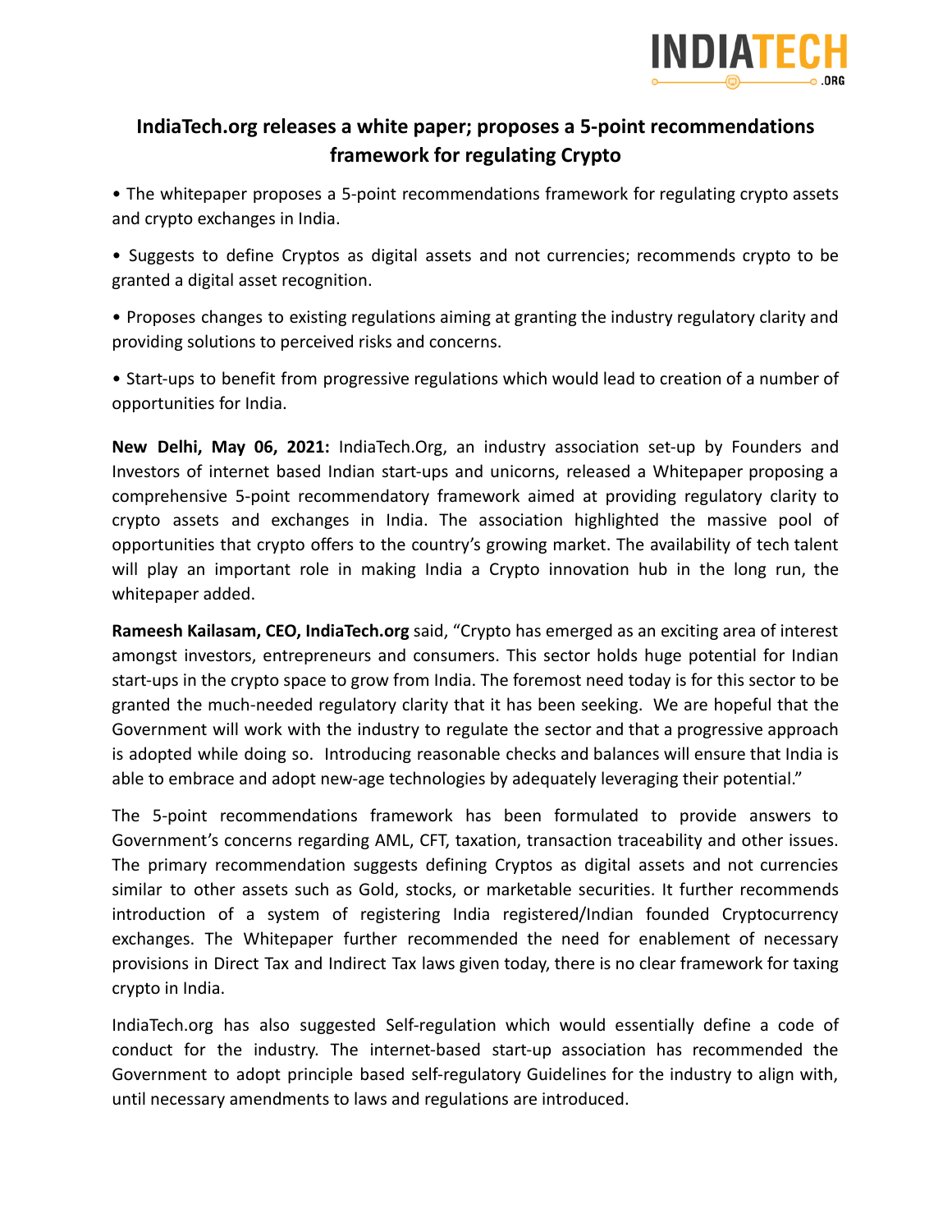## IndiaTech.org releases a white paper; proposes a 5-point recommendations framework for regulating Crypto

- The whitepaper proposes a 5-point recommendations framework for regulating crypto assets and crypto exchanges in India.
- Suggests to define Cryptos as digital assets and not currencies; recommends crypto to be granted a digital asset recognition.
- Proposes changes to existing regulations aiming at granting the industry regulatory clarity and providing solutions to perceived risks and concerns.
- Start-ups to benefit from progressive regulations which would lead to creation of a number of opportunities for India.

**New Delhi, May 06, 2021:** IndiaTech.Org, an industry association set-up by Founders and Investors of internet based Indian start-ups and unicorns, released a Whitepaper proposing a comprehensive 5-point recommendatory framework aimed at providing regulatory clarity to crypto assets and exchanges in India. The association highlighted the massive pool of opportunities that crypto offers to the country's growing market. The availability of tech talent will play an important role in making India a Crypto innovation hub in the long run, the whitepaper added.

**Rameesh Kailasam, CEO, IndiaTech.org** said, "Crypto has emerged as an exciting area of interest amongst investors, entrepreneurs and consumers. This sector holds huge potential for Indian start-ups in the crypto space to grow from India. The foremost need today is for this sector to be granted the much-needed regulatory clarity that it has been seeking. We are hopeful that the Government will work with the industry to regulate the sector and that a progressive approach is adopted while doing so. Introducing reasonable checks and balances will ensure that India is able to embrace and adopt new-age technologies by adequately leveraging their potential."

The 5-point recommendations framework has been formulated to provide answers to Government's concerns regarding AML, CFT, taxation, transaction traceability and other issues. The primary recommendation suggests defining Cryptos as digital assets and not currencies similar to other assets such as Gold, stocks, or marketable securities. It further recommends introduction of a system of registering India registered/Indian founded Cryptocurrency exchanges. The Whitepaper further recommended the need for enablement of necessary provisions in Direct Tax and Indirect Tax laws given today, there is no clear framework for taxing crypto in India.

IndiaTech.org has also suggested Self-regulation which would essentially define a code of conduct for the industry. The internet-based start-up association has recommended the Government to adopt principle based self-regulatory Guidelines for the industry to align with, until necessary amendments to laws and regulations are introduced.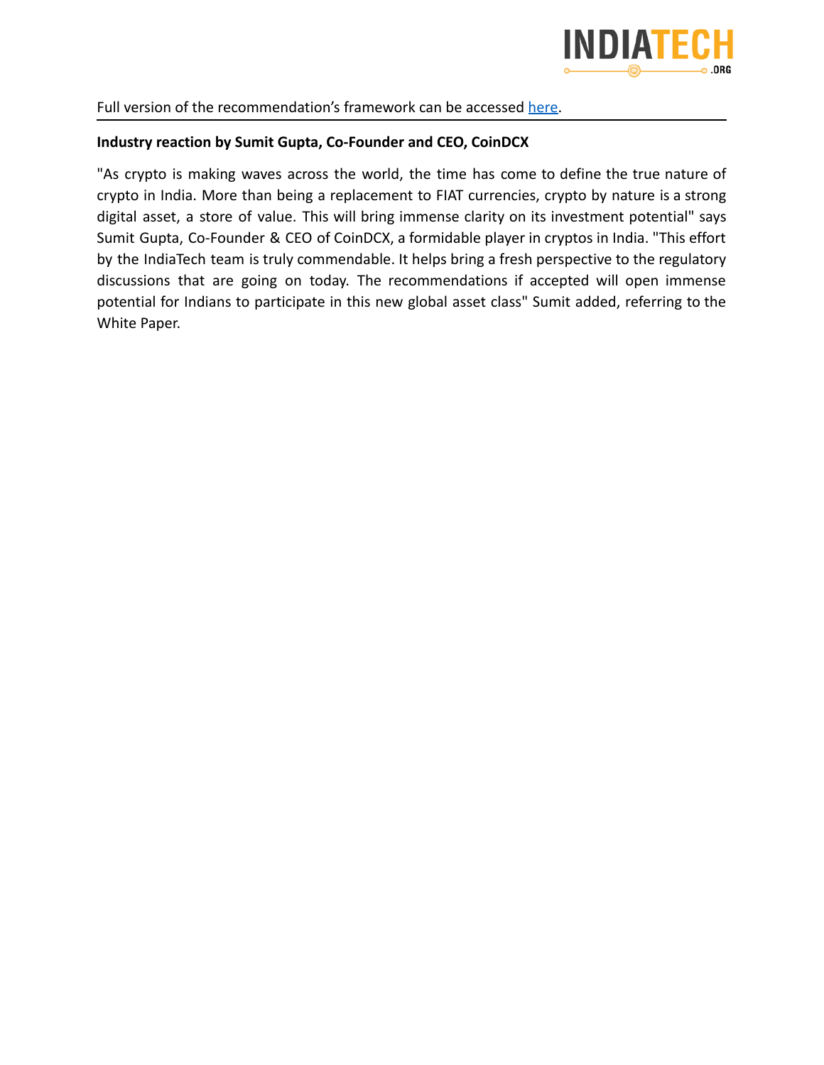Full version of the recommendation's framework can be accessed here.

---

**Industry reaction by Sumit Gupta, Co-Founder and CEO, CoinDCX**

"As crypto is making waves across the world, the time has come to define the true nature of crypto in India. More than being a replacement to FIAT currencies, crypto by nature is a strong digital asset, a store of value. This will bring immense clarity on its investment potential" says Sumit Gupta, Co-Founder & CEO of CoinDCX, a formidable player in cryptos in India. "This effort by the IndiaTech team is truly commendable. It helps bring a fresh perspective to the regulatory discussions that are going on today. The recommendations if accepted will open immense potential for Indians to participate in this new global asset class" Sumit added, referring to the White Paper.